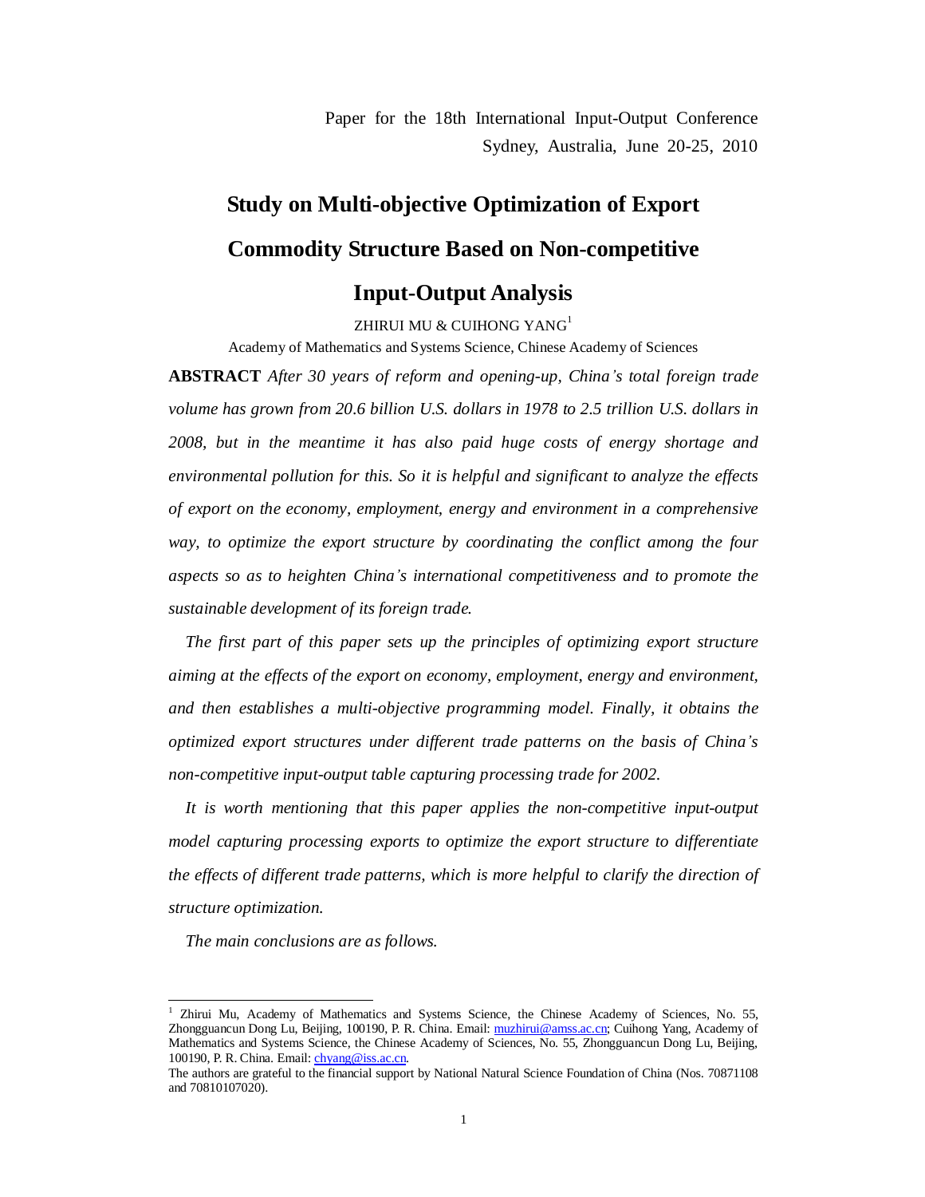Paper for the 18th International Input-Output Conference
Sydney, Australia, June 20-25, 2010

# Study on Multi-objective Optimization of Export Commodity Structure Based on Non-competitive Input-Output Analysis

ZHIRUI MU & CUIHONG YANG[1]

Academy of Mathematics and Systems Science, Chinese Academy of Sciences

**ABSTRACT** *After 30 years of reform and opening-up, China's total foreign trade volume has grown from 20.6 billion U.S. dollars in 1978 to 2.5 trillion U.S. dollars in 2008, but in the meantime it has also paid huge costs of energy shortage and environmental pollution for this. So it is helpful and significant to analyze the effects of export on the economy, employment, energy and environment in a comprehensive way, to optimize the export structure by coordinating the conflict among the four aspects so as to heighten China's international competitiveness and to promote the sustainable development of its foreign trade.*

*The first part of this paper sets up the principles of optimizing export structure aiming at the effects of the export on economy, employment, energy and environment, and then establishes a multi-objective programming model. Finally, it obtains the optimized export structures under different trade patterns on the basis of China's non-competitive input-output table capturing processing trade for 2002.*

*It is worth mentioning that this paper applies the non-competitive input-output model capturing processing exports to optimize the export structure to differentiate the effects of different trade patterns, which is more helpful to clarify the direction of structure optimization.*

*The main conclusions are as follows.*

---

[1] Zhirui Mu, Academy of Mathematics and Systems Science, the Chinese Academy of Sciences, No. 55, Zhongguancun Dong Lu, Beijing, 100190, P. R. China. Email: muzhirui@amss.ac.cn; Cuihong Yang, Academy of Mathematics and Systems Science, the Chinese Academy of Sciences, No. 55, Zhongguancun Dong Lu, Beijing, 100190, P. R. China. Email: chyang@iss.ac.cn.

The authors are grateful to the financial support by National Natural Science Foundation of China (Nos. 70871108 and 70810107020).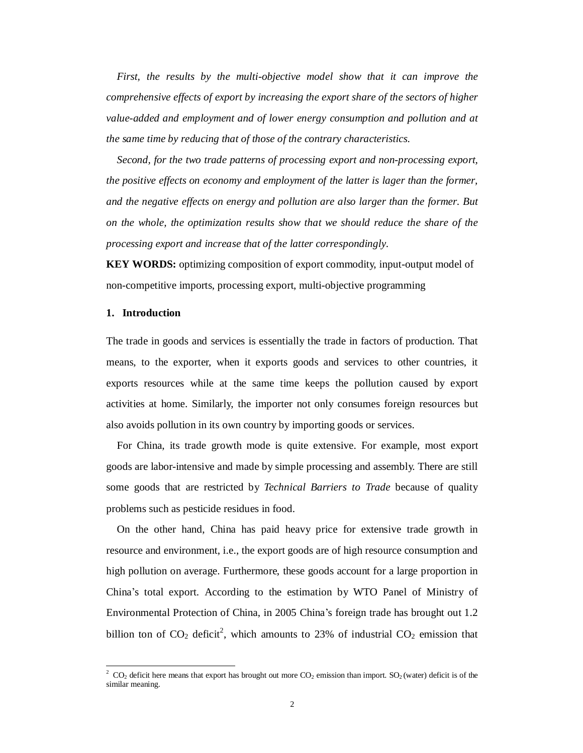*First, the results by the multi-objective model show that it can improve the comprehensive effects of export by increasing the export share of the sectors of higher value-added and employment and of lower energy consumption and pollution and at the same time by reducing that of those of the contrary characteristics.*

*Second, for the two trade patterns of processing export and non-processing export, the positive effects on economy and employment of the latter is lager than the former, and the negative effects on energy and pollution are also larger than the former. But on the whole, the optimization results show that we should reduce the share of the processing export and increase that of the latter correspondingly.*

**KEY WORDS:** optimizing composition of export commodity, input-output model of non-competitive imports, processing export, multi-objective programming

## 1. Introduction

The trade in goods and services is essentially the trade in factors of production. That means, to the exporter, when it exports goods and services to other countries, it exports resources while at the same time keeps the pollution caused by export activities at home. Similarly, the importer not only consumes foreign resources but also avoids pollution in its own country by importing goods or services.

For China, its trade growth mode is quite extensive. For example, most export goods are labor-intensive and made by simple processing and assembly. There are still some goods that are restricted by *Technical Barriers to Trade* because of quality problems such as pesticide residues in food.

On the other hand, China has paid heavy price for extensive trade growth in resource and environment, i.e., the export goods are of high resource consumption and high pollution on average. Furthermore, these goods account for a large proportion in China's total export. According to the estimation by WTO Panel of Ministry of Environmental Protection of China, in 2005 China's foreign trade has brought out 1.2 billion ton of $CO_2$ deficit[2], which amounts to 23% of industrial $CO_2$ emission that

[2] $CO_2$ deficit here means that export has brought out more $CO_2$ emission than import. $SO_2$ (water) deficit is of the similar meaning.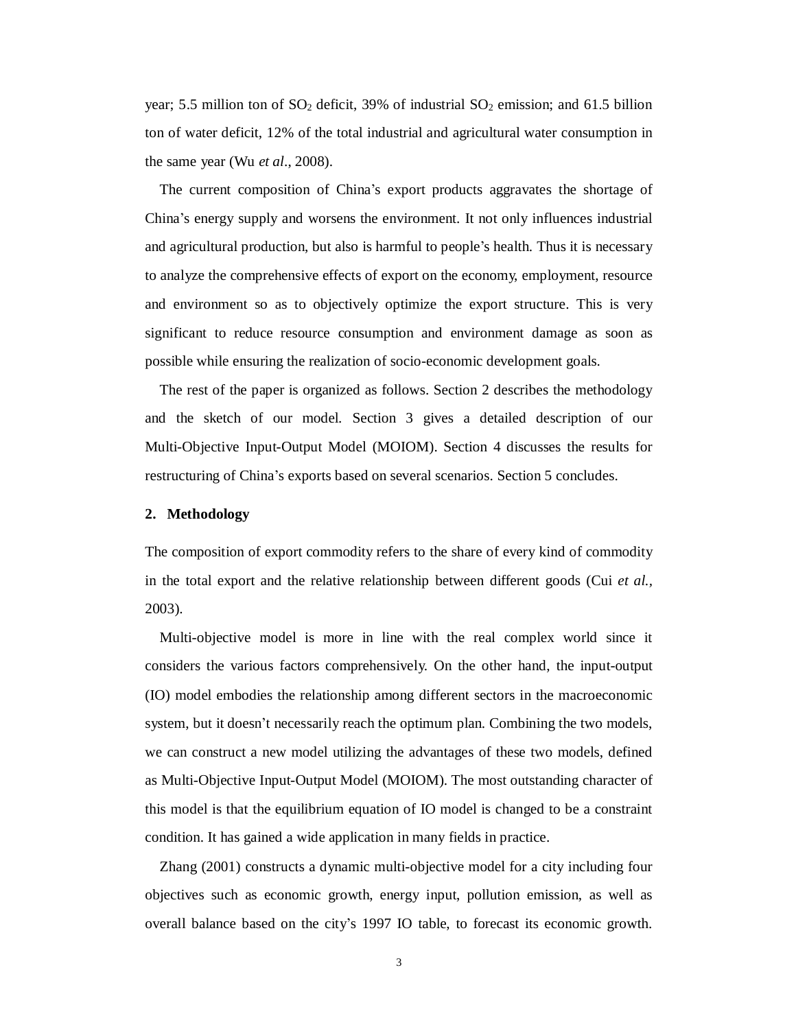year; 5.5 million ton of $SO_2$ deficit, 39% of industrial $SO_2$ emission; and 61.5 billion ton of water deficit, 12% of the total industrial and agricultural water consumption in the same year (Wu *et al*., 2008).

The current composition of China's export products aggravates the shortage of China's energy supply and worsens the environment. It not only influences industrial and agricultural production, but also is harmful to people's health. Thus it is necessary to analyze the comprehensive effects of export on the economy, employment, resource and environment so as to objectively optimize the export structure. This is very significant to reduce resource consumption and environment damage as soon as possible while ensuring the realization of socio-economic development goals.

The rest of the paper is organized as follows. Section 2 describes the methodology and the sketch of our model. Section 3 gives a detailed description of our Multi-Objective Input-Output Model (MOIOM). Section 4 discusses the results for restructuring of China's exports based on several scenarios. Section 5 concludes.

## 2. Methodology

The composition of export commodity refers to the share of every kind of commodity in the total export and the relative relationship between different goods (Cui *et al.*, 2003).

Multi-objective model is more in line with the real complex world since it considers the various factors comprehensively. On the other hand, the input-output (IO) model embodies the relationship among different sectors in the macroeconomic system, but it doesn't necessarily reach the optimum plan. Combining the two models, we can construct a new model utilizing the advantages of these two models, defined as Multi-Objective Input-Output Model (MOIOM). The most outstanding character of this model is that the equilibrium equation of IO model is changed to be a constraint condition. It has gained a wide application in many fields in practice.

Zhang (2001) constructs a dynamic multi-objective model for a city including four objectives such as economic growth, energy input, pollution emission, as well as overall balance based on the city's 1997 IO table, to forecast its economic growth.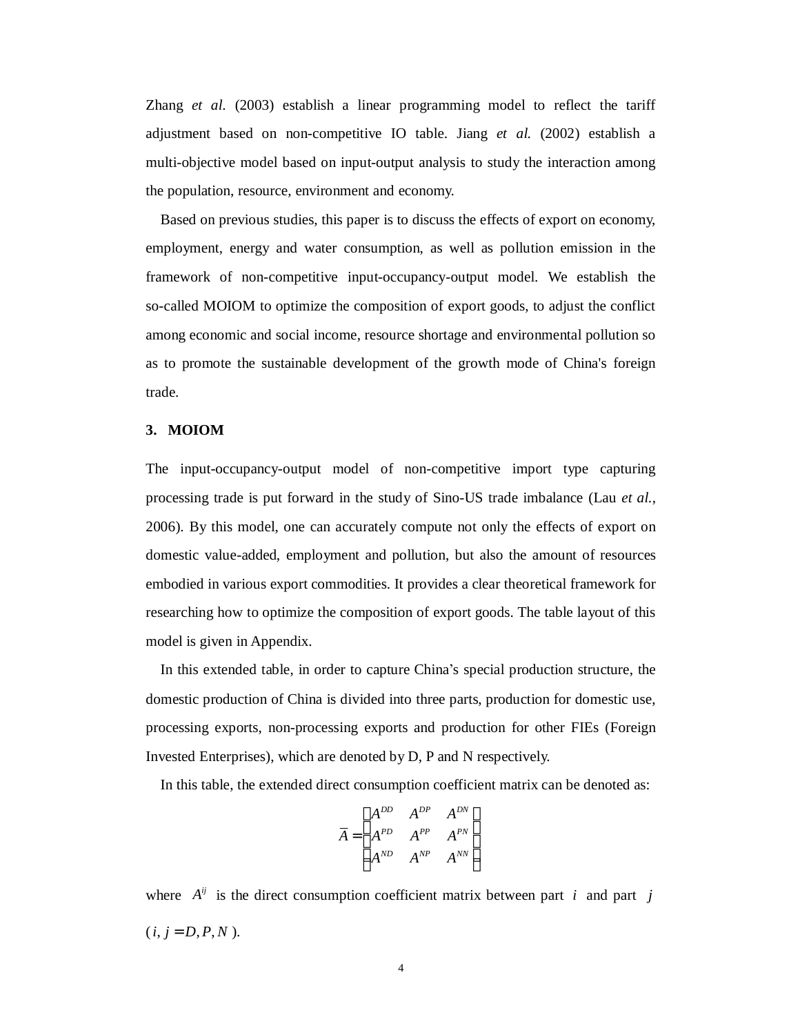Zhang *et al.* (2003) establish a linear programming model to reflect the tariff adjustment based on non-competitive IO table. Jiang *et al.* (2002) establish a multi-objective model based on input-output analysis to study the interaction among the population, resource, environment and economy.

Based on previous studies, this paper is to discuss the effects of export on economy, employment, energy and water consumption, as well as pollution emission in the framework of non-competitive input-occupancy-output model. We establish the so-called MOIOM to optimize the composition of export goods, to adjust the conflict among economic and social income, resource shortage and environmental pollution so as to promote the sustainable development of the growth mode of China's foreign trade.

## 3. MOIOM

The input-occupancy-output model of non-competitive import type capturing processing trade is put forward in the study of Sino-US trade imbalance (Lau *et al.*, 2006). By this model, one can accurately compute not only the effects of export on domestic value-added, employment and pollution, but also the amount of resources embodied in various export commodities. It provides a clear theoretical framework for researching how to optimize the composition of export goods. The table layout of this model is given in Appendix.

In this extended table, in order to capture China's special production structure, the domestic production of China is divided into three parts, production for domestic use, processing exports, non-processing exports and production for other FIEs (Foreign Invested Enterprises), which are denoted by D, P and N respectively.

In this table, the extended direct consumption coefficient matrix can be denoted as:

$$\bar{A} = \begin{bmatrix} A^{DD} & A^{DP} & A^{DN} \\ A^{PD} & A^{PP} & A^{PN} \\ A^{ND} & A^{NP} & A^{NN} \end{bmatrix}$$

where $A^{ij}$ is the direct consumption coefficient matrix between part $i$ and part $j$ ($i, j = D, P, N$).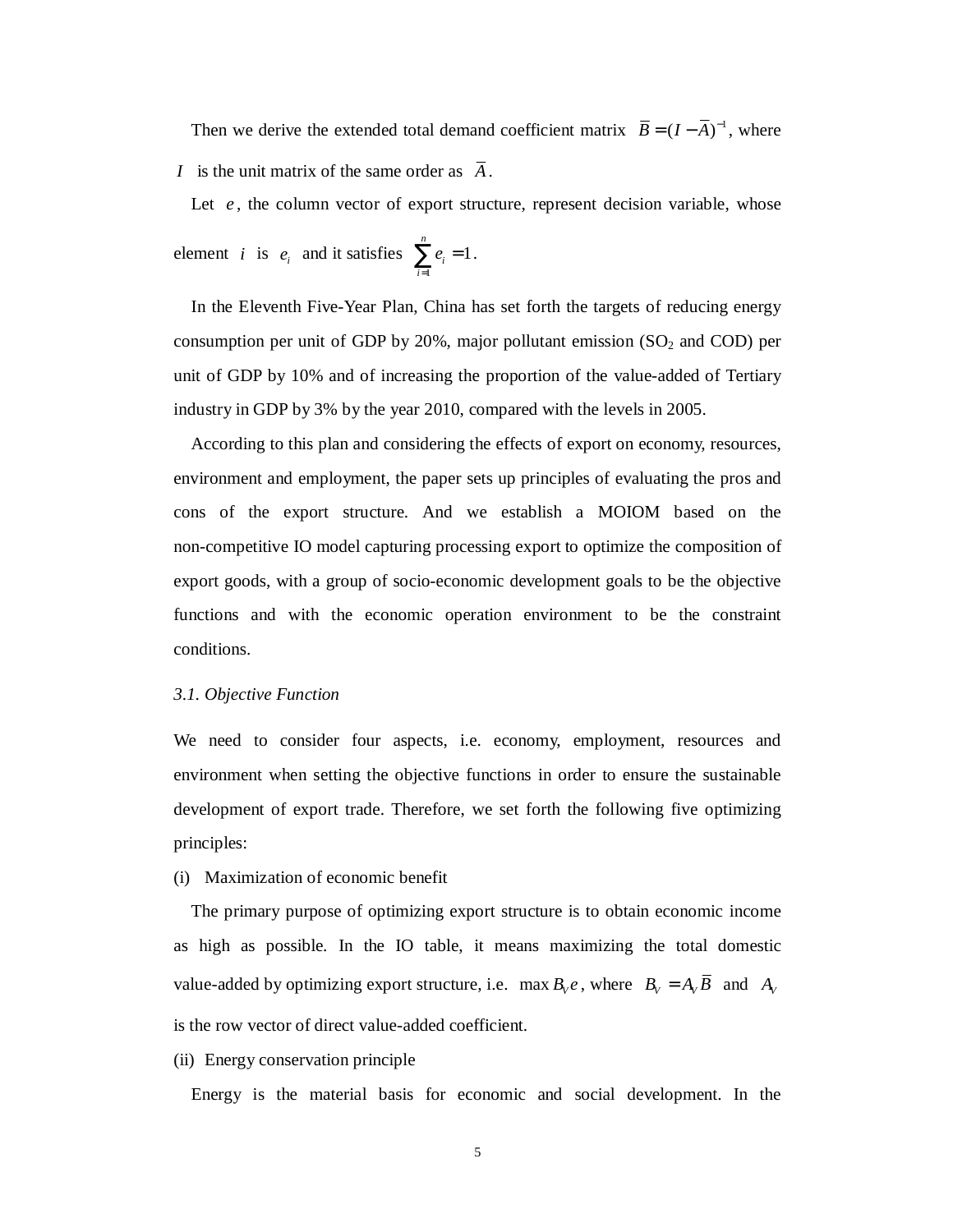Then we derive the extended total demand coefficient matrix $\bar{B} = (I - \bar{A})^{-1}$, where $I$ is the unit matrix of the same order as $\bar{A}$.

Let $e$, the column vector of export structure, represent decision variable, whose element $i$ is $e_i$ and it satisfies $\sum_{i=1}^{n} e_i = 1$.

In the Eleventh Five-Year Plan, China has set forth the targets of reducing energy consumption per unit of GDP by 20%, major pollutant emission ($SO_2$ and COD) per unit of GDP by 10% and of increasing the proportion of the value-added of Tertiary industry in GDP by 3% by the year 2010, compared with the levels in 2005.

According to this plan and considering the effects of export on economy, resources, environment and employment, the paper sets up principles of evaluating the pros and cons of the export structure. And we establish a MOIOM based on the non-competitive IO model capturing processing export to optimize the composition of export goods, with a group of socio-economic development goals to be the objective functions and with the economic operation environment to be the constraint conditions.

### *3.1. Objective Function*

We need to consider four aspects, i.e. economy, employment, resources and environment when setting the objective functions in order to ensure the sustainable development of export trade. Therefore, we set forth the following five optimizing principles:

(i) Maximization of economic benefit

The primary purpose of optimizing export structure is to obtain economic income as high as possible. In the IO table, it means maximizing the total domestic value-added by optimizing export structure, i.e. $\max B_V e$, where $B_V = A_V \bar{B}$ and $A_V$ is the row vector of direct value-added coefficient.

(ii) Energy conservation principle

Energy is the material basis for economic and social development. In the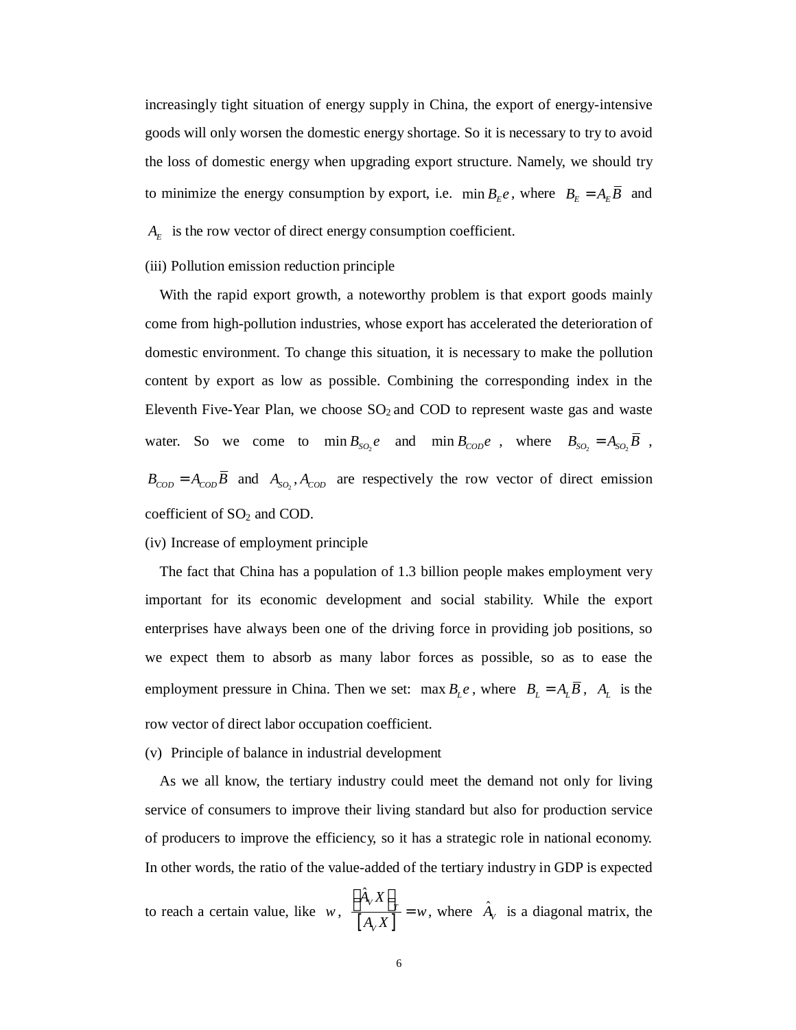increasingly tight situation of energy supply in China, the export of energy-intensive goods will only worsen the domestic energy shortage. So it is necessary to try to avoid the loss of domestic energy when upgrading export structure. Namely, we should try to minimize the energy consumption by export, i.e. $\min B_E e$, where $B_E = A_E \bar{B}$ and $A_E$ is the row vector of direct energy consumption coefficient.

(iii) Pollution emission reduction principle

With the rapid export growth, a noteworthy problem is that export goods mainly come from high-pollution industries, whose export has accelerated the deterioration of domestic environment. To change this situation, it is necessary to make the pollution content by export as low as possible. Combining the corresponding index in the Eleventh Five-Year Plan, we choose $SO_2$ and COD to represent waste gas and waste water. So we come to $\min B_{SO_2} e$ and $\min B_{COD} e$, where $B_{SO_2} = A_{SO_2} \bar{B}$, $B_{COD} = A_{COD} \bar{B}$ and $A_{SO_2}, A_{COD}$ are respectively the row vector of direct emission coefficient of $SO_2$ and COD.

(iv) Increase of employment principle

The fact that China has a population of 1.3 billion people makes employment very important for its economic development and social stability. While the export enterprises have always been one of the driving force in providing job positions, so we expect them to absorb as many labor forces as possible, so as to ease the employment pressure in China. Then we set: $\max B_L e$, where $B_L = A_L \bar{B}$, $A_L$ is the row vector of direct labor occupation coefficient.

(v) Principle of balance in industrial development

As we all know, the tertiary industry could meet the demand not only for living service of consumers to improve their living standard but also for production service of producers to improve the efficiency, so it has a strategic role in national economy. In other words, the ratio of the value-added of the tertiary industry in GDP is expected to reach a certain value, like $w$, $\frac{\left(\hat{A}_V X\right)_T}{\left[A_V X\right]} = w$, where $\hat{A}_V$ is a diagonal matrix, the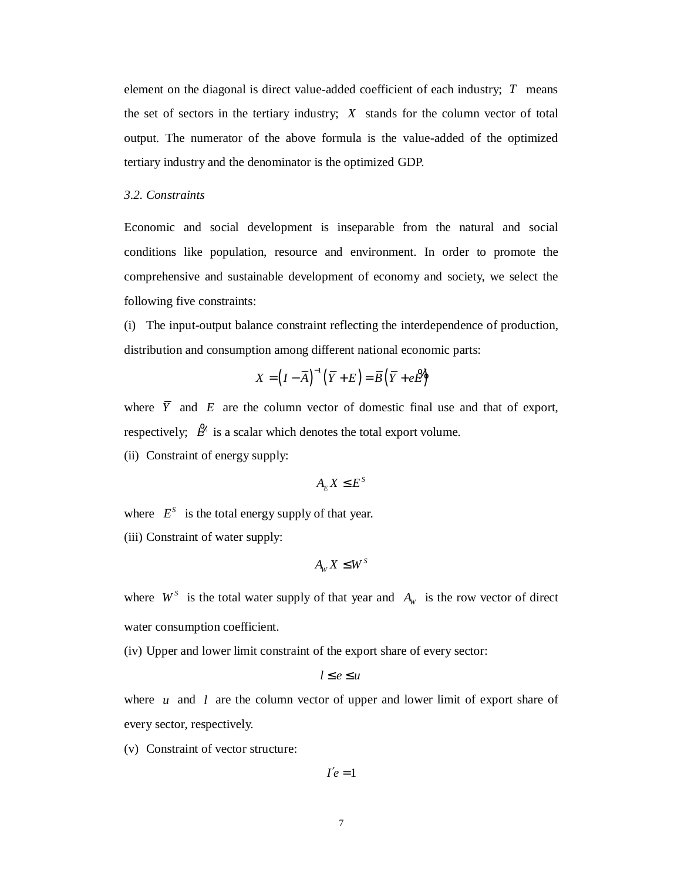element on the diagonal is direct value-added coefficient of each industry; $T$ means the set of sectors in the tertiary industry; $X$ stands for the column vector of total output. The numerator of the above formula is the value-added of the optimized tertiary industry and the denominator is the optimized GDP.

*3.2. Constraints*

Economic and social development is inseparable from the natural and social conditions like population, resource and environment. In order to promote the comprehensive and sustainable development of economy and society, we select the following five constraints:

(i) The input-output balance constraint reflecting the interdependence of production, distribution and consumption among different national economic parts:

$$X = \left(I - \overline{A}\right)^{-1}\left(\overline{Y} + E\right) = \overline{B}\left(\overline{Y} + e\tilde{E}\right)$$

where $\overline{Y}$ and $E$ are the column vector of domestic final use and that of export, respectively; $\tilde{E}$ is a scalar which denotes the total export volume.

(ii) Constraint of energy supply:

$$A_E X \le E^S$$

where $E^S$ is the total energy supply of that year.

(iii) Constraint of water supply:

$$A_W X \le W^S$$

where $W^S$ is the total water supply of that year and $A_W$ is the row vector of direct water consumption coefficient.

(iv) Upper and lower limit constraint of the export share of every sector:

$$l \le e \le u$$

where $u$ and $l$ are the column vector of upper and lower limit of export share of every sector, respectively.

(v) Constraint of vector structure:

$$I'e = 1$$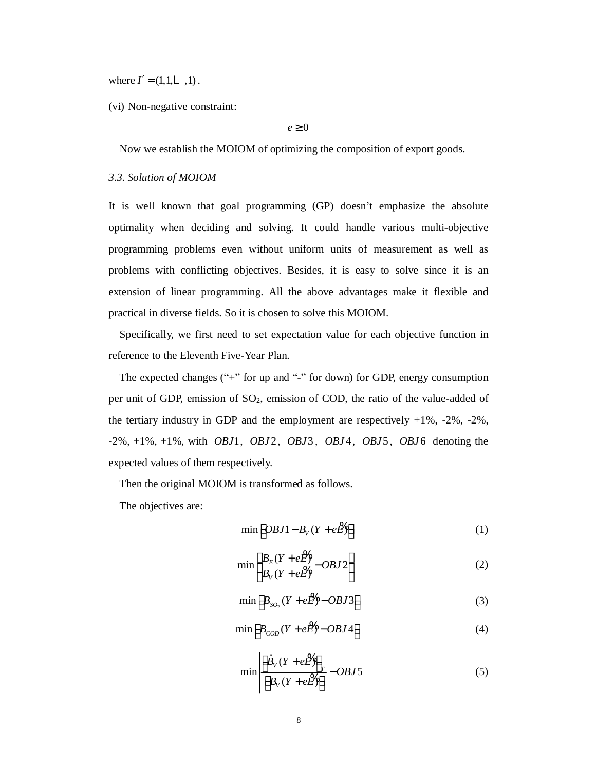where $I' = (1, 1, \cdots, 1)$.

(vi) Non-negative constraint:

$$e \geq 0$$

Now we establish the MOIOM of optimizing the composition of export goods.

*3.3. Solution of MOIOM*

It is well known that goal programming (GP) doesn't emphasize the absolute optimality when deciding and solving. It could handle various multi-objective programming problems even without uniform units of measurement as well as problems with conflicting objectives. Besides, it is easy to solve since it is an extension of linear programming. All the above advantages make it flexible and practical in diverse fields. So it is chosen to solve this MOIOM.

Specifically, we first need to set expectation value for each objective function in reference to the Eleventh Five-Year Plan.

The expected changes ("+" for up and "-" for down) for GDP, energy consumption per unit of GDP, emission of $SO_2$, emission of COD, the ratio of the value-added of the tertiary industry in GDP and the employment are respectively +1%, -2%, -2%, -2%, +1%, +1%, with $OBJ1$, $OBJ2$, $OBJ3$, $OBJ4$, $OBJ5$, $OBJ6$ denoting the expected values of them respectively.

Then the original MOIOM is transformed as follows.

The objectives are:

$$\min \left| OBJ1 - B_V(\bar{Y} + e\tilde{E}) \right| \tag{1}$$

$$\min \left| \frac{B_E(\bar{Y} + e\tilde{E})}{B_V(\bar{Y} + e\tilde{E})} - OBJ2 \right| \tag{2}$$

$$\min \left| B_{SO_2}(\bar{Y} + e\tilde{E}) - OBJ3 \right| \tag{3}$$

$$\min \left| B_{COD}(\bar{Y} + e\tilde{E}) - OBJ4 \right| \tag{4}$$

$$\min \left| \frac{\left[\hat{B}_V(\bar{Y} + e\tilde{E})\right]_T}{\left[B_V(\bar{Y} + e\tilde{E})\right]} - OBJ5 \right| \tag{5}$$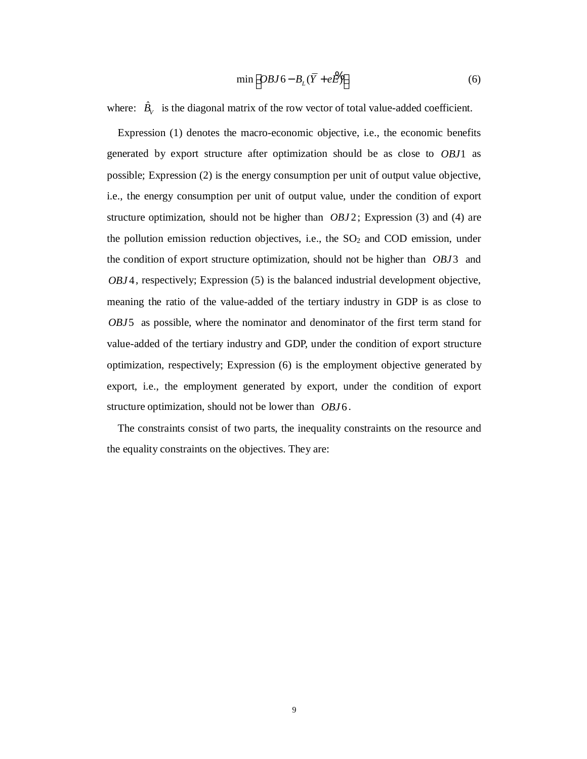$$\min\left(OBJ6 - B_L(\bar{Y} + e\tilde{E})\right) \tag{6}$$

where: $\hat{B}_V$ is the diagonal matrix of the row vector of total value-added coefficient.

Expression (1) denotes the macro-economic objective, i.e., the economic benefits generated by export structure after optimization should be as close to $OBJ1$ as possible; Expression (2) is the energy consumption per unit of output value objective, i.e., the energy consumption per unit of output value, under the condition of export structure optimization, should not be higher than $OBJ2$; Expression (3) and (4) are the pollution emission reduction objectives, i.e., the $SO_2$ and COD emission, under the condition of export structure optimization, should not be higher than $OBJ3$ and $OBJ4$, respectively; Expression (5) is the balanced industrial development objective, meaning the ratio of the value-added of the tertiary industry in GDP is as close to $OBJ5$ as possible, where the nominator and denominator of the first term stand for value-added of the tertiary industry and GDP, under the condition of export structure optimization, respectively; Expression (6) is the employment objective generated by export, i.e., the employment generated by export, under the condition of export structure optimization, should not be lower than $OBJ6$.

The constraints consist of two parts, the inequality constraints on the resource and the equality constraints on the objectives. They are: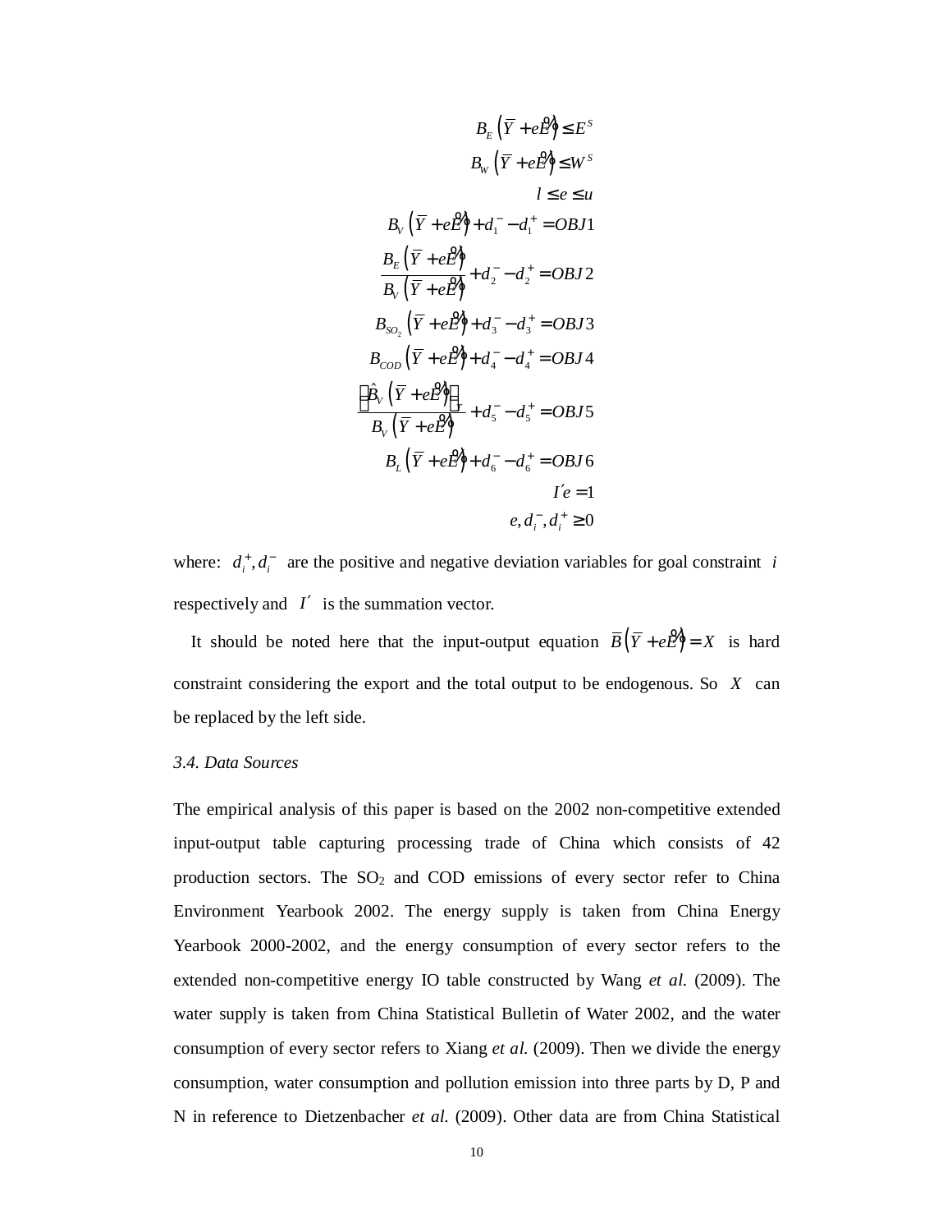$$
\begin{aligned}
B_E\left(\bar{Y} + e\hat{E}\right) &\leq E^S \\
B_W\left(\bar{Y} + e\hat{E}\right) &\leq W^S \\
l \leq e &\leq u \\
B_V\left(\bar{Y} + e\hat{E}\right) + d_1^- - d_1^+ &= OBJ1 \\
\frac{B_E\left(\bar{Y} + e\hat{E}\right)}{B_V\left(\bar{Y} + e\hat{E}\right)} + d_2^- - d_2^+ &= OBJ2 \\
B_{SO_2}\left(\bar{Y} + e\hat{E}\right) + d_3^- - d_3^+ &= OBJ3 \\
B_{COD}\left(\bar{Y} + e\hat{E}\right) + d_4^- - d_4^+ &= OBJ4 \\
\frac{\left[\hat{B}_V\left(\bar{Y} + e\hat{E}\right)\right]_T}{B_V\left(\bar{Y} + e\hat{E}\right)} + d_5^- - d_5^+ &= OBJ5 \\
B_L\left(\bar{Y} + e\hat{E}\right) + d_6^- - d_6^+ &= OBJ6 \\
I'e &= 1 \\
e, d_i^-, d_i^+ &\geq 0
\end{aligned}
$$

where: $d_i^+, d_i^-$ are the positive and negative deviation variables for goal constraint $i$ respectively and $I'$ is the summation vector.

It should be noted here that the input-output equation $\bar{B}\left(\bar{Y} + e\hat{E}\right) = X$ is hard constraint considering the export and the total output to be endogenous. So $X$ can be replaced by the left side.

### *3.4. Data Sources*

The empirical analysis of this paper is based on the 2002 non-competitive extended input-output table capturing processing trade of China which consists of 42 production sectors. The $SO_2$ and COD emissions of every sector refer to China Environment Yearbook 2002. The energy supply is taken from China Energy Yearbook 2000-2002, and the energy consumption of every sector refers to the extended non-competitive energy IO table constructed by Wang *et al.* (2009). The water supply is taken from China Statistical Bulletin of Water 2002, and the water consumption of every sector refers to Xiang *et al.* (2009). Then we divide the energy consumption, water consumption and pollution emission into three parts by D, P and N in reference to Dietzenbacher *et al.* (2009). Other data are from China Statistical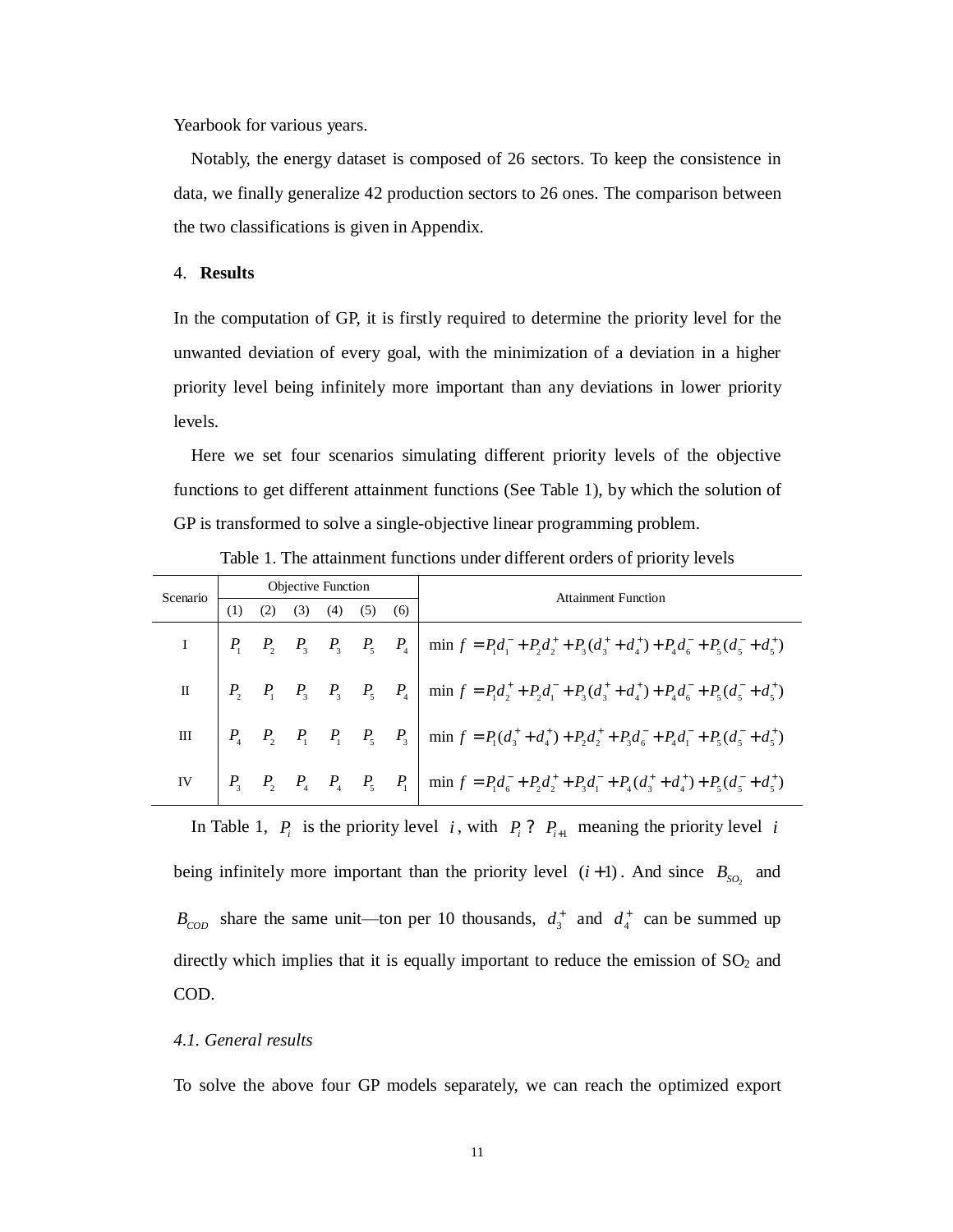Yearbook for various years.

Notably, the energy dataset is composed of 26 sectors. To keep the consistence in data, we finally generalize 42 production sectors to 26 ones. The comparison between the two classifications is given in Appendix.

## 4. **Results**

In the computation of GP, it is firstly required to determine the priority level for the unwanted deviation of every goal, with the minimization of a deviation in a higher priority level being infinitely more important than any deviations in lower priority levels.

Here we set four scenarios simulating different priority levels of the objective functions to get different attainment functions (See Table 1), by which the solution of GP is transformed to solve a single-objective linear programming problem.

Table 1. The attainment functions under different orders of priority levels

| Scenario | Objective Function | | | | | | Attainment Function |
|---|---|---|---|---|---|---|---|
| | (1) | (2) | (3) | (4) | (5) | (6) | |
| I | $P_1$ | $P_2$ | $P_3$ | $P_3$ | $P_5$ | $P_4$ | $\min\ f = P_1 d_1^- + P_2 d_2^+ + P_3(d_3^+ + d_4^+) + P_4 d_6^- + P_5(d_5^- + d_5^+)$ |
| II | $P_2$ | $P_1$ | $P_3$ | $P_3$ | $P_5$ | $P_4$ | $\min\ f = P_1 d_2^+ + P_2 d_1^- + P_3(d_3^+ + d_4^+) + P_4 d_6^- + P_5(d_5^- + d_5^+)$ |
| III | $P_4$ | $P_2$ | $P_1$ | $P_1$ | $P_5$ | $P_3$ | $\min\ f = P_1(d_3^+ + d_4^+) + P_2 d_2^+ + P_3 d_6^- + P_4 d_1^- + P_5(d_5^- + d_5^+)$ |
| IV | $P_3$ | $P_2$ | $P_4$ | $P_4$ | $P_5$ | $P_1$ | $\min\ f = P_1 d_6^- + P_2 d_2^+ + P_3 d_1^- + P_4(d_3^+ + d_4^+) + P_5(d_5^- + d_5^+)$ |

In Table 1, $P_i$ is the priority level $i$, with $P_i \gg P_{i+1}$ meaning the priority level $i$ being infinitely more important than the priority level $(i+1)$. And since $B_{SO_2}$ and $B_{COD}$ share the same unit—ton per 10 thousands, $d_3^+$ and $d_4^+$ can be summed up directly which implies that it is equally important to reduce the emission of $SO_2$ and COD.

### *4.1. General results*

To solve the above four GP models separately, we can reach the optimized export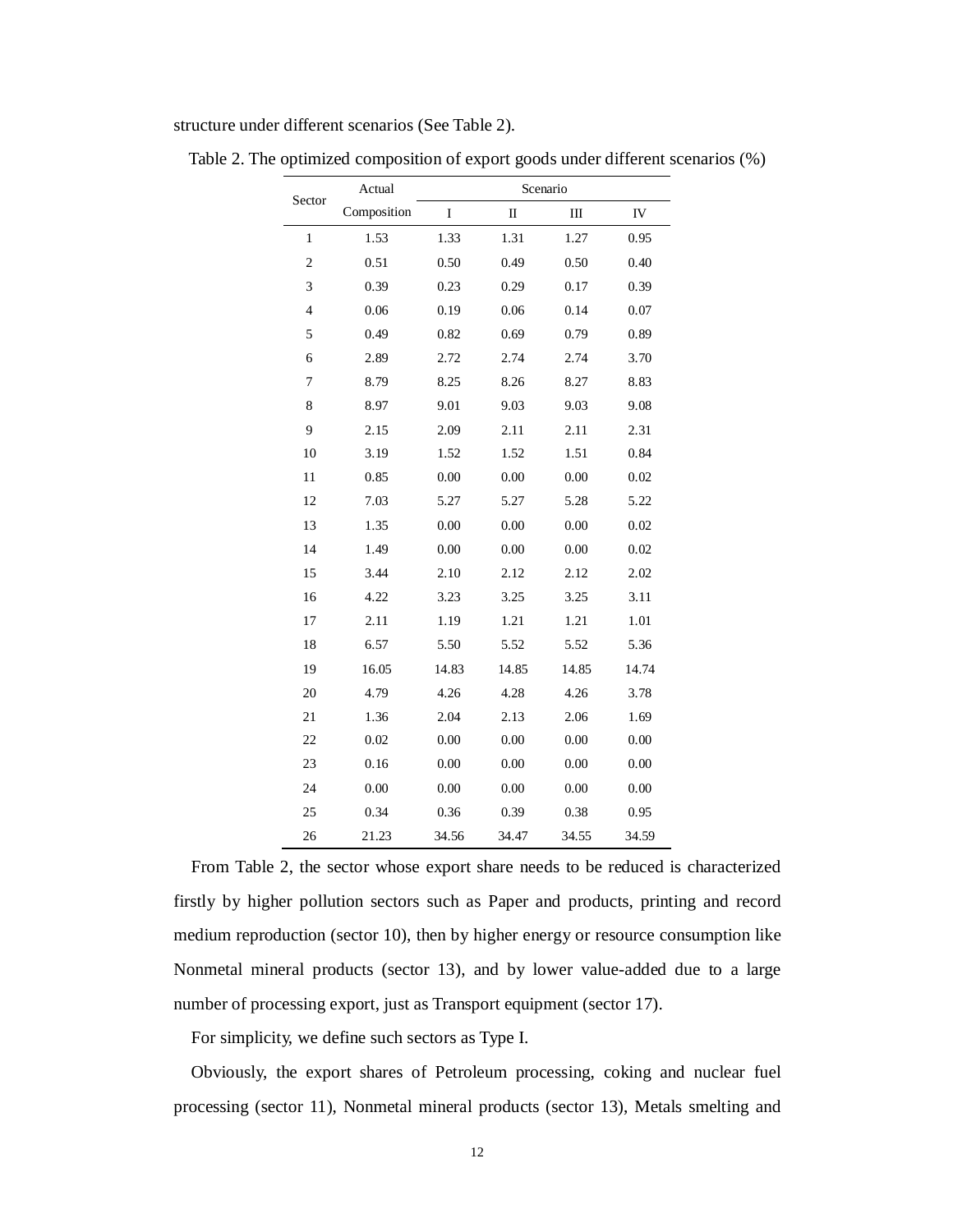structure under different scenarios (See Table 2).

Table 2. The optimized composition of export goods under different scenarios (%)

| Sector | Actual Composition | Scenario | | | |
|---|---|---|---|---|---|
| | | I | II | III | IV |
| 1 | 1.53 | 1.33 | 1.31 | 1.27 | 0.95 |
| 2 | 0.51 | 0.50 | 0.49 | 0.50 | 0.40 |
| 3 | 0.39 | 0.23 | 0.29 | 0.17 | 0.39 |
| 4 | 0.06 | 0.19 | 0.06 | 0.14 | 0.07 |
| 5 | 0.49 | 0.82 | 0.69 | 0.79 | 0.89 |
| 6 | 2.89 | 2.72 | 2.74 | 2.74 | 3.70 |
| 7 | 8.79 | 8.25 | 8.26 | 8.27 | 8.83 |
| 8 | 8.97 | 9.01 | 9.03 | 9.03 | 9.08 |
| 9 | 2.15 | 2.09 | 2.11 | 2.11 | 2.31 |
| 10 | 3.19 | 1.52 | 1.52 | 1.51 | 0.84 |
| 11 | 0.85 | 0.00 | 0.00 | 0.00 | 0.02 |
| 12 | 7.03 | 5.27 | 5.27 | 5.28 | 5.22 |
| 13 | 1.35 | 0.00 | 0.00 | 0.00 | 0.02 |
| 14 | 1.49 | 0.00 | 0.00 | 0.00 | 0.02 |
| 15 | 3.44 | 2.10 | 2.12 | 2.12 | 2.02 |
| 16 | 4.22 | 3.23 | 3.25 | 3.25 | 3.11 |
| 17 | 2.11 | 1.19 | 1.21 | 1.21 | 1.01 |
| 18 | 6.57 | 5.50 | 5.52 | 5.52 | 5.36 |
| 19 | 16.05 | 14.83 | 14.85 | 14.85 | 14.74 |
| 20 | 4.79 | 4.26 | 4.28 | 4.26 | 3.78 |
| 21 | 1.36 | 2.04 | 2.13 | 2.06 | 1.69 |
| 22 | 0.02 | 0.00 | 0.00 | 0.00 | 0.00 |
| 23 | 0.16 | 0.00 | 0.00 | 0.00 | 0.00 |
| 24 | 0.00 | 0.00 | 0.00 | 0.00 | 0.00 |
| 25 | 0.34 | 0.36 | 0.39 | 0.38 | 0.95 |
| 26 | 21.23 | 34.56 | 34.47 | 34.55 | 34.59 |

From Table 2, the sector whose export share needs to be reduced is characterized firstly by higher pollution sectors such as Paper and products, printing and record medium reproduction (sector 10), then by higher energy or resource consumption like Nonmetal mineral products (sector 13), and by lower value-added due to a large number of processing export, just as Transport equipment (sector 17).

For simplicity, we define such sectors as Type I.

Obviously, the export shares of Petroleum processing, coking and nuclear fuel processing (sector 11), Nonmetal mineral products (sector 13), Metals smelting and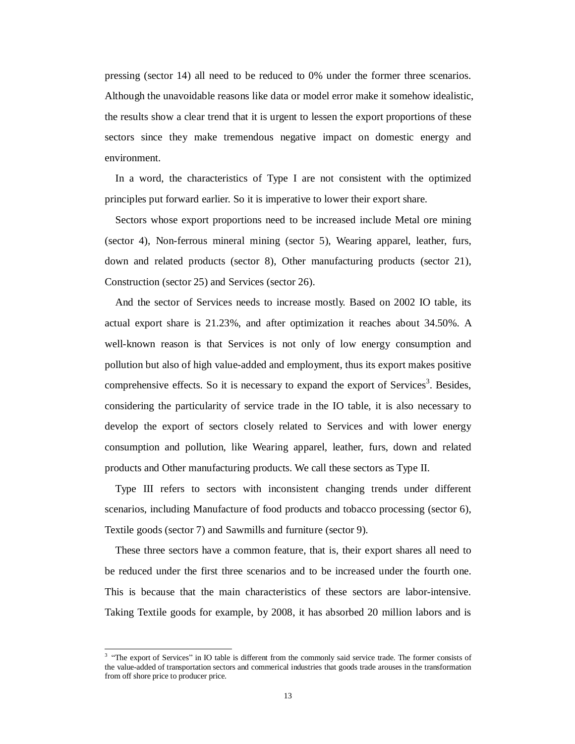pressing (sector 14) all need to be reduced to 0% under the former three scenarios. Although the unavoidable reasons like data or model error make it somehow idealistic, the results show a clear trend that it is urgent to lessen the export proportions of these sectors since they make tremendous negative impact on domestic energy and environment.

In a word, the characteristics of Type I are not consistent with the optimized principles put forward earlier. So it is imperative to lower their export share.

Sectors whose export proportions need to be increased include Metal ore mining (sector 4), Non-ferrous mineral mining (sector 5), Wearing apparel, leather, furs, down and related products (sector 8), Other manufacturing products (sector 21), Construction (sector 25) and Services (sector 26).

And the sector of Services needs to increase mostly. Based on 2002 IO table, its actual export share is 21.23%, and after optimization it reaches about 34.50%. A well-known reason is that Services is not only of low energy consumption and pollution but also of high value-added and employment, thus its export makes positive comprehensive effects. So it is necessary to expand the export of Services[3]. Besides, considering the particularity of service trade in the IO table, it is also necessary to develop the export of sectors closely related to Services and with lower energy consumption and pollution, like Wearing apparel, leather, furs, down and related products and Other manufacturing products. We call these sectors as Type II.

Type III refers to sectors with inconsistent changing trends under different scenarios, including Manufacture of food products and tobacco processing (sector 6), Textile goods (sector 7) and Sawmills and furniture (sector 9).

These three sectors have a common feature, that is, their export shares all need to be reduced under the first three scenarios and to be increased under the fourth one. This is because that the main characteristics of these sectors are labor-intensive. Taking Textile goods for example, by 2008, it has absorbed 20 million labors and is

---

[3] "The export of Services" in IO table is different from the commonly said service trade. The former consists of the value-added of transportation sectors and commerical industries that goods trade arouses in the transformation from off shore price to producer price.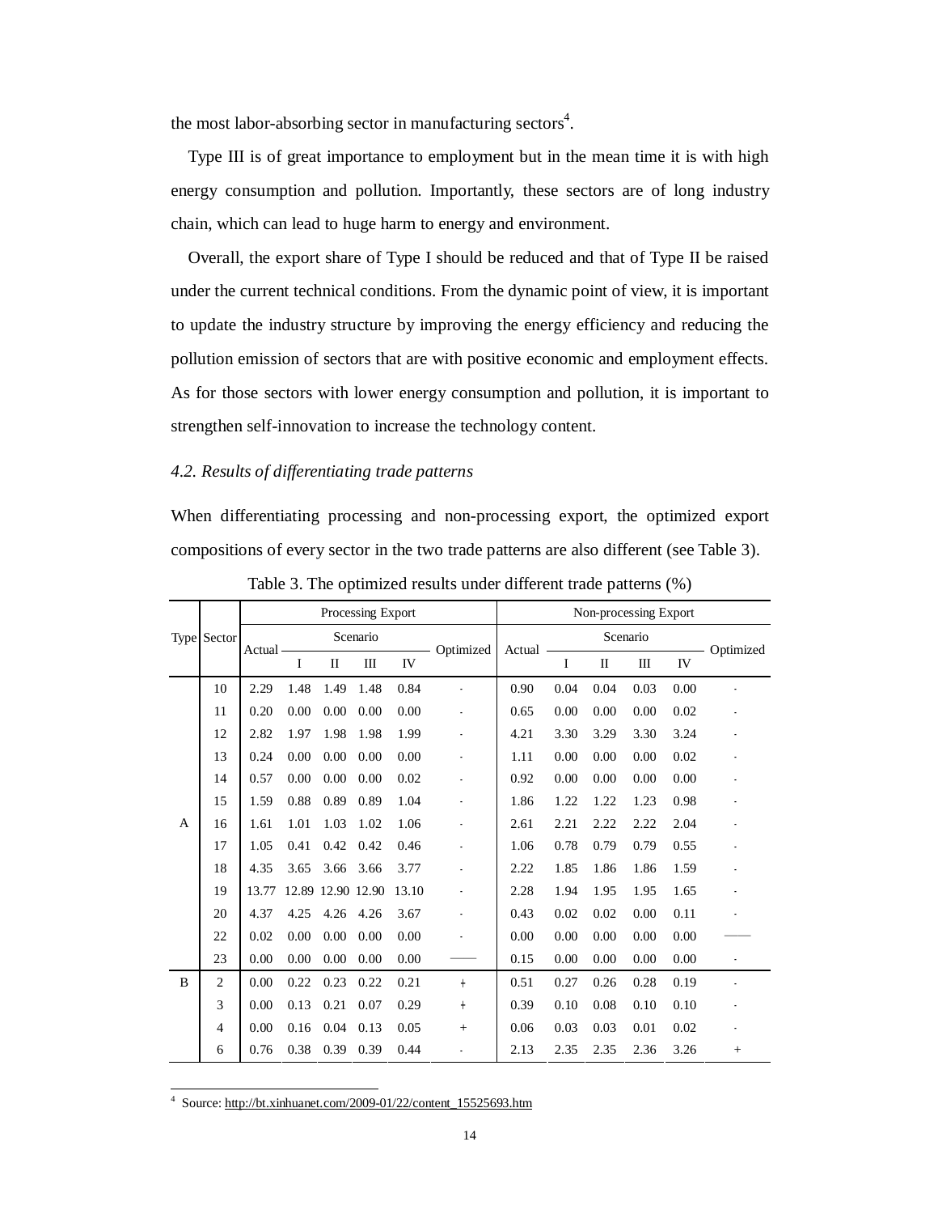the most labor-absorbing sector in manufacturing sectors[4].

Type III is of great importance to employment but in the mean time it is with high energy consumption and pollution. Importantly, these sectors are of long industry chain, which can lead to huge harm to energy and environment.

Overall, the export share of Type I should be reduced and that of Type II be raised under the current technical conditions. From the dynamic point of view, it is important to update the industry structure by improving the energy efficiency and reducing the pollution emission of sectors that are with positive economic and employment effects. As for those sectors with lower energy consumption and pollution, it is important to strengthen self-innovation to increase the technology content.

### *4.2. Results of differentiating trade patterns*

When differentiating processing and non-processing export, the optimized export compositions of every sector in the two trade patterns are also different (see Table 3).

Table 3. The optimized results under different trade patterns (%)

| Type | Sector | Processing Export | | | | | | Non-processing Export | | | | | |
|---|---|---|---|---|---|---|---|---|---|---|---|---|---|
| | | Actual | Scenario | | | | Optimized | Actual | Scenario | | | | Optimized |
| | | | I | II | III | IV | | | I | II | III | IV | |
| A | 10 | 2.29 | 1.48 | 1.49 | 1.48 | 0.84 | - | 0.90 | 0.04 | 0.04 | 0.03 | 0.00 | - |
| | 11 | 0.20 | 0.00 | 0.00 | 0.00 | 0.00 | - | 0.65 | 0.00 | 0.00 | 0.00 | 0.02 | - |
| | 12 | 2.82 | 1.97 | 1.98 | 1.98 | 1.99 | - | 4.21 | 3.30 | 3.29 | 3.30 | 3.24 | - |
| | 13 | 0.24 | 0.00 | 0.00 | 0.00 | 0.00 | - | 1.11 | 0.00 | 0.00 | 0.00 | 0.02 | - |
| | 14 | 0.57 | 0.00 | 0.00 | 0.00 | 0.02 | - | 0.92 | 0.00 | 0.00 | 0.00 | 0.00 | - |
| | 15 | 1.59 | 0.88 | 0.89 | 0.89 | 1.04 | - | 1.86 | 1.22 | 1.22 | 1.23 | 0.98 | - |
| | 16 | 1.61 | 1.01 | 1.03 | 1.02 | 1.06 | - | 2.61 | 2.21 | 2.22 | 2.22 | 2.04 | - |
| | 17 | 1.05 | 0.41 | 0.42 | 0.42 | 0.46 | - | 1.06 | 0.78 | 0.79 | 0.79 | 0.55 | - |
| | 18 | 4.35 | 3.65 | 3.66 | 3.66 | 3.77 | - | 2.22 | 1.85 | 1.86 | 1.86 | 1.59 | - |
| | 19 | 13.77 | 12.89 | 12.90 | 12.90 | 13.10 | - | 2.28 | 1.94 | 1.95 | 1.95 | 1.65 | - |
| | 20 | 4.37 | 4.25 | 4.26 | 4.26 | 3.67 | - | 0.43 | 0.02 | 0.02 | 0.00 | 0.11 | - |
| | 22 | 0.02 | 0.00 | 0.00 | 0.00 | 0.00 | - | 0.00 | 0.00 | 0.00 | 0.00 | 0.00 | —— |
| | 23 | 0.00 | 0.00 | 0.00 | 0.00 | 0.00 | —— | 0.15 | 0.00 | 0.00 | 0.00 | 0.00 | - |
| B | 2 | 0.00 | 0.22 | 0.23 | 0.22 | 0.21 | + | 0.51 | 0.27 | 0.26 | 0.28 | 0.19 | - |
| | 3 | 0.00 | 0.13 | 0.21 | 0.07 | 0.29 | + | 0.39 | 0.10 | 0.08 | 0.10 | 0.10 | - |
| | 4 | 0.00 | 0.16 | 0.04 | 0.13 | 0.05 | + | 0.06 | 0.03 | 0.03 | 0.01 | 0.02 | - |
| | 6 | 0.76 | 0.38 | 0.39 | 0.39 | 0.44 | - | 2.13 | 2.35 | 2.35 | 2.36 | 3.26 | + |

[4] Source: http://bt.xinhuanet.com/2009-01/22/content_15525693.htm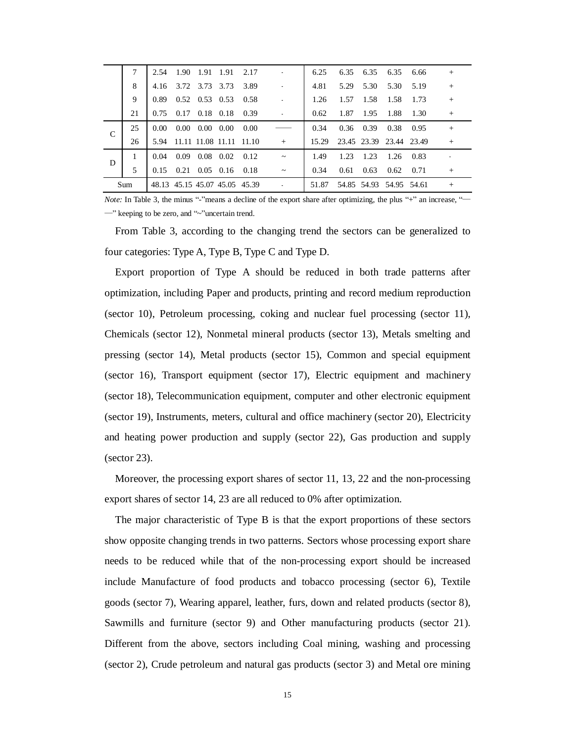|  |  |  |  |  |  |  |  |  |  |  |  |  |  |
|---|---|---|---|---|---|---|---|---|---|---|---|---|---|
|  | 7 | 2.54 | 1.90 | 1.91 | 1.91 | 2.17 | - | 6.25 | 6.35 | 6.35 | 6.35 | 6.66 | + |
|  | 8 | 4.16 | 3.72 | 3.73 | 3.73 | 3.89 | - | 4.81 | 5.29 | 5.30 | 5.30 | 5.19 | + |
|  | 9 | 0.89 | 0.52 | 0.53 | 0.53 | 0.58 | - | 1.26 | 1.57 | 1.58 | 1.58 | 1.73 | + |
|  | 21 | 0.75 | 0.17 | 0.18 | 0.18 | 0.39 | - | 0.62 | 1.87 | 1.95 | 1.88 | 1.30 | + |
| C | 25 | 0.00 | 0.00 | 0.00 | 0.00 | 0.00 | —— | 0.34 | 0.36 | 0.39 | 0.38 | 0.95 | + |
|  | 26 | 5.94 | 11.11 | 11.08 | 11.11 | 11.10 | + | 15.29 | 23.45 | 23.39 | 23.44 | 23.49 | + |
| D | 1 | 0.04 | 0.09 | 0.08 | 0.02 | 0.12 | ~ | 1.49 | 1.23 | 1.23 | 1.26 | 0.83 | - |
|  | 5 | 0.15 | 0.21 | 0.05 | 0.16 | 0.18 | ~ | 0.34 | 0.61 | 0.63 | 0.62 | 0.71 | + |
| Sum |  | 48.13 | 45.15 | 45.07 | 45.05 | 45.39 | - | 51.87 | 54.85 | 54.93 | 54.95 | 54.61 | + |

*Note:* In Table 3, the minus "-"means a decline of the export share after optimizing, the plus "+" an increase, "——" keeping to be zero, and "~"uncertain trend.

From Table 3, according to the changing trend the sectors can be generalized to four categories: Type A, Type B, Type C and Type D.

Export proportion of Type A should be reduced in both trade patterns after optimization, including Paper and products, printing and record medium reproduction (sector 10), Petroleum processing, coking and nuclear fuel processing (sector 11), Chemicals (sector 12), Nonmetal mineral products (sector 13), Metals smelting and pressing (sector 14), Metal products (sector 15), Common and special equipment (sector 16), Transport equipment (sector 17), Electric equipment and machinery (sector 18), Telecommunication equipment, computer and other electronic equipment (sector 19), Instruments, meters, cultural and office machinery (sector 20), Electricity and heating power production and supply (sector 22), Gas production and supply (sector 23).

Moreover, the processing export shares of sector 11, 13, 22 and the non-processing export shares of sector 14, 23 are all reduced to 0% after optimization.

The major characteristic of Type B is that the export proportions of these sectors show opposite changing trends in two patterns. Sectors whose processing export share needs to be reduced while that of the non-processing export should be increased include Manufacture of food products and tobacco processing (sector 6), Textile goods (sector 7), Wearing apparel, leather, furs, down and related products (sector 8), Sawmills and furniture (sector 9) and Other manufacturing products (sector 21). Different from the above, sectors including Coal mining, washing and processing (sector 2), Crude petroleum and natural gas products (sector 3) and Metal ore mining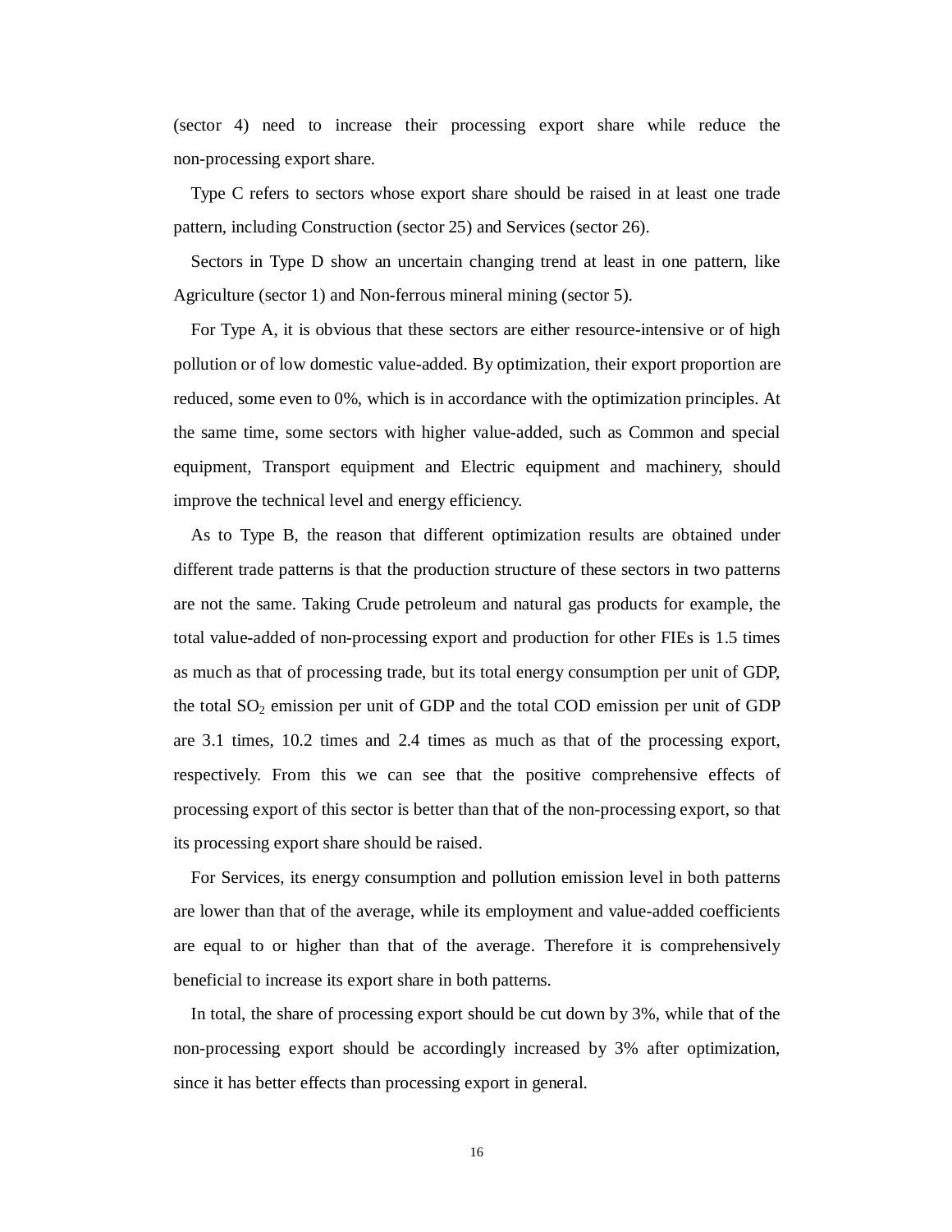(sector 4) need to increase their processing export share while reduce the non-processing export share.

Type C refers to sectors whose export share should be raised in at least one trade pattern, including Construction (sector 25) and Services (sector 26).

Sectors in Type D show an uncertain changing trend at least in one pattern, like Agriculture (sector 1) and Non-ferrous mineral mining (sector 5).

For Type A, it is obvious that these sectors are either resource-intensive or of high pollution or of low domestic value-added. By optimization, their export proportion are reduced, some even to 0%, which is in accordance with the optimization principles. At the same time, some sectors with higher value-added, such as Common and special equipment, Transport equipment and Electric equipment and machinery, should improve the technical level and energy efficiency.

As to Type B, the reason that different optimization results are obtained under different trade patterns is that the production structure of these sectors in two patterns are not the same. Taking Crude petroleum and natural gas products for example, the total value-added of non-processing export and production for other FIEs is 1.5 times as much as that of processing trade, but its total energy consumption per unit of GDP, the total $SO_2$ emission per unit of GDP and the total COD emission per unit of GDP are 3.1 times, 10.2 times and 2.4 times as much as that of the processing export, respectively. From this we can see that the positive comprehensive effects of processing export of this sector is better than that of the non-processing export, so that its processing export share should be raised.

For Services, its energy consumption and pollution emission level in both patterns are lower than that of the average, while its employment and value-added coefficients are equal to or higher than that of the average. Therefore it is comprehensively beneficial to increase its export share in both patterns.

In total, the share of processing export should be cut down by 3%, while that of the non-processing export should be accordingly increased by 3% after optimization, since it has better effects than processing export in general.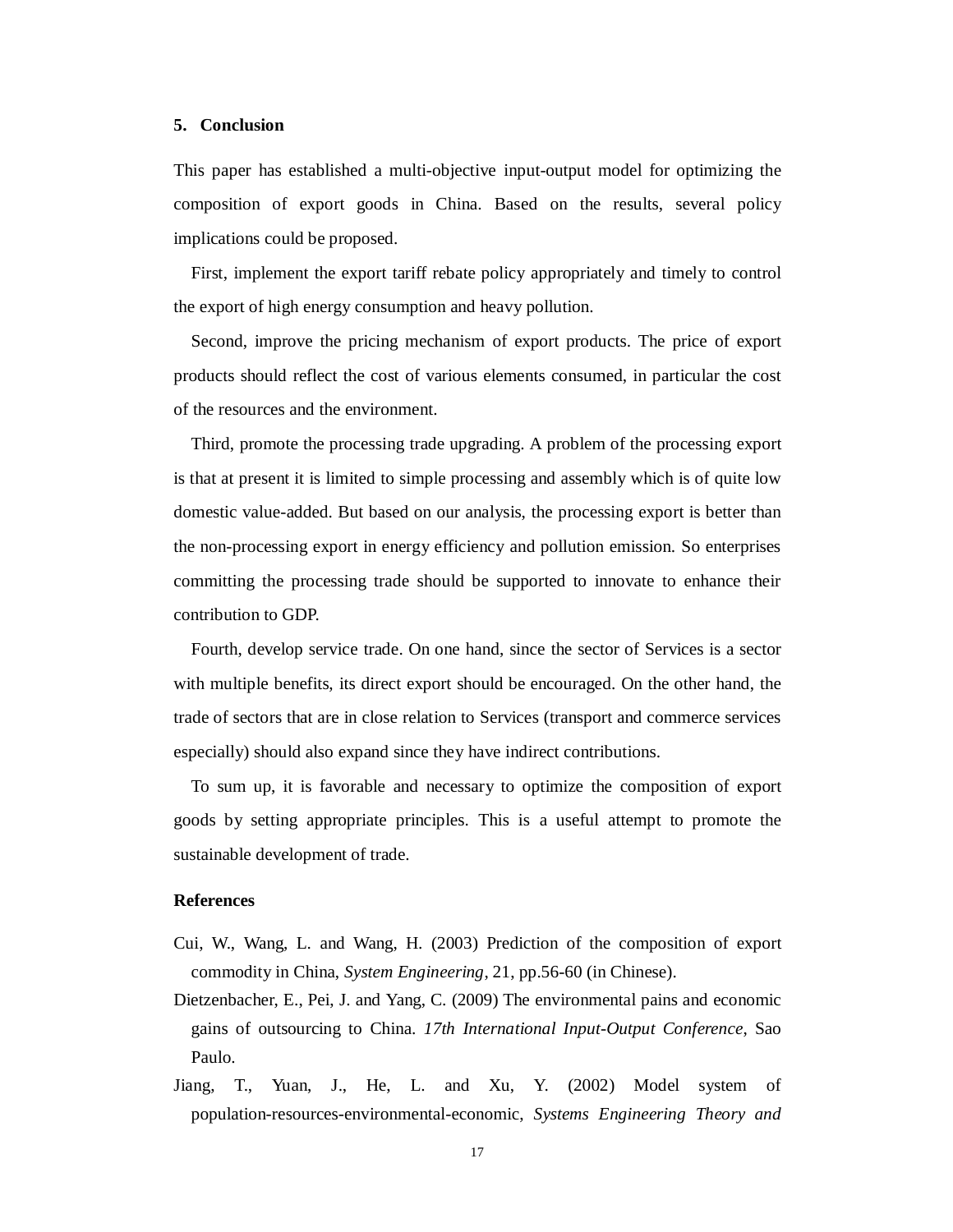## 5. Conclusion

This paper has established a multi-objective input-output model for optimizing the composition of export goods in China. Based on the results, several policy implications could be proposed.

First, implement the export tariff rebate policy appropriately and timely to control the export of high energy consumption and heavy pollution.

Second, improve the pricing mechanism of export products. The price of export products should reflect the cost of various elements consumed, in particular the cost of the resources and the environment.

Third, promote the processing trade upgrading. A problem of the processing export is that at present it is limited to simple processing and assembly which is of quite low domestic value-added. But based on our analysis, the processing export is better than the non-processing export in energy efficiency and pollution emission. So enterprises committing the processing trade should be supported to innovate to enhance their contribution to GDP.

Fourth, develop service trade. On one hand, since the sector of Services is a sector with multiple benefits, its direct export should be encouraged. On the other hand, the trade of sectors that are in close relation to Services (transport and commerce services especially) should also expand since they have indirect contributions.

To sum up, it is favorable and necessary to optimize the composition of export goods by setting appropriate principles. This is a useful attempt to promote the sustainable development of trade.

## References

Cui, W., Wang, L. and Wang, H. (2003) Prediction of the composition of export commodity in China, *System Engineering*, 21, pp.56-60 (in Chinese).

Dietzenbacher, E., Pei, J. and Yang, C. (2009) The environmental pains and economic gains of outsourcing to China. *17th International Input-Output Conference*, Sao Paulo.

Jiang, T., Yuan, J., He, L. and Xu, Y. (2002) Model system of population-resources-environmental-economic, *Systems Engineering Theory and*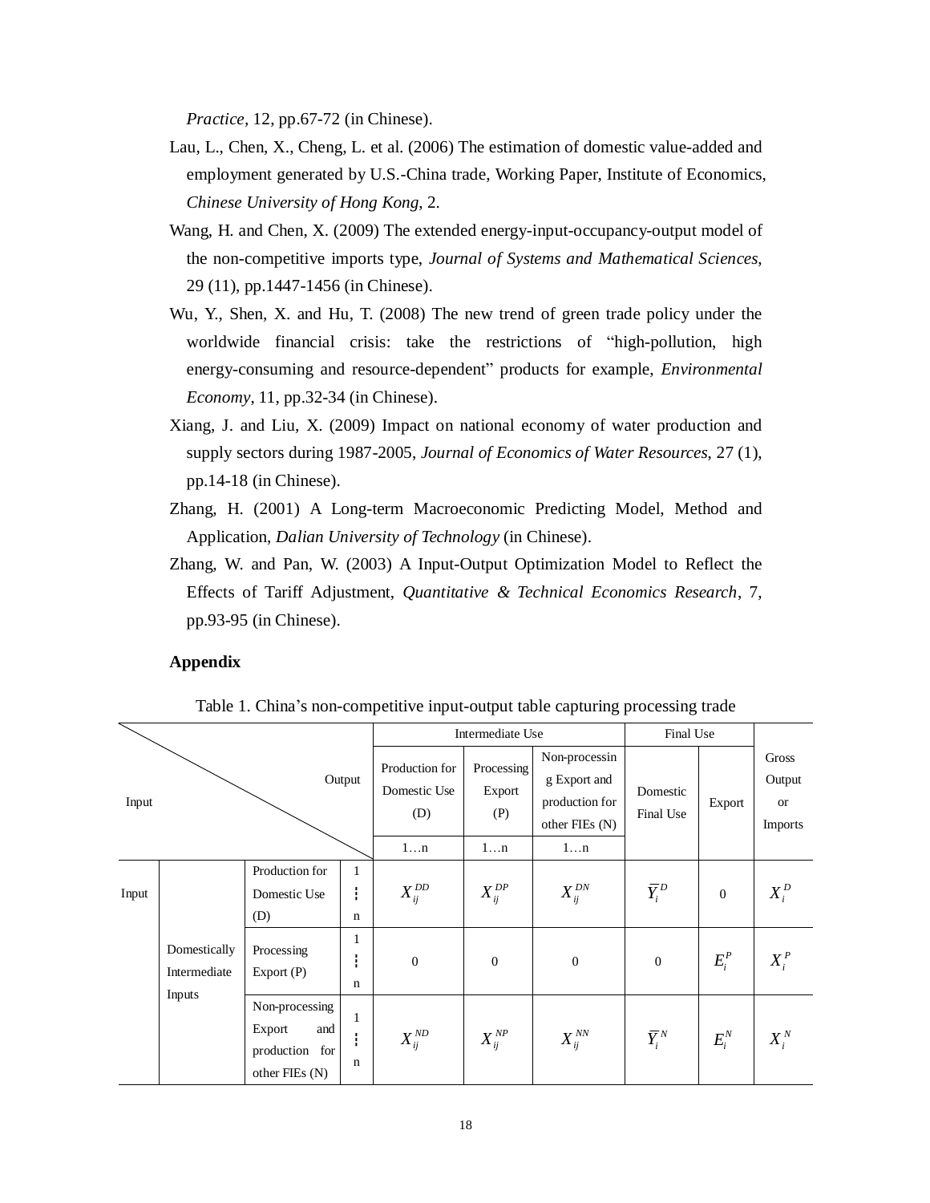*Practice*, 12, pp.67-72 (in Chinese).

Lau, L., Chen, X., Cheng, L. et al. (2006) The estimation of domestic value-added and employment generated by U.S.-China trade, Working Paper, Institute of Economics, *Chinese University of Hong Kong*, 2.

Wang, H. and Chen, X. (2009) The extended energy-input-occupancy-output model of the non-competitive imports type, *Journal of Systems and Mathematical Sciences*, 29 (11), pp.1447-1456 (in Chinese).

Wu, Y., Shen, X. and Hu, T. (2008) The new trend of green trade policy under the worldwide financial crisis: take the restrictions of "high-pollution, high energy-consuming and resource-dependent" products for example, *Environmental Economy*, 11, pp.32-34 (in Chinese).

Xiang, J. and Liu, X. (2009) Impact on national economy of water production and supply sectors during 1987-2005, *Journal of Economics of Water Resources*, 27 (1), pp.14-18 (in Chinese).

Zhang, H. (2001) A Long-term Macroeconomic Predicting Model, Method and Application, *Dalian University of Technology* (in Chinese).

Zhang, W. and Pan, W. (2003) A Input-Output Optimization Model to Reflect the Effects of Tariff Adjustment, *Quantitative & Technical Economics Research*, 7, pp.93-95 (in Chinese).

**Appendix**

Table 1. China's non-competitive input-output table capturing processing trade

| Input \ Output | | | | Intermediate Use | | | Final Use | | Gross Output or Imports |
|---|---|---|---|---|---|---|---|---|---|
| | | | | Production for Domestic Use (D) | Processing Export (P) | Non-processing Export and production for other FIEs (N) | Domestic Final Use | Export | |
| | | | | 1…n | 1…n | 1…n | | | |
| Input | Domestically Intermediate Inputs | Production for Domestic Use (D) | 1 ⋮ n | $X_{ij}^{DD}$ | $X_{ij}^{DP}$ | $X_{ij}^{DN}$ | $\bar{Y}_i^D$ | 0 | $X_i^D$ |
| | | Processing Export (P) | 1 ⋮ n | 0 | 0 | 0 | 0 | $E_i^P$ | $X_i^P$ |
| | | Non-processing Export and production for other FIEs (N) | 1 ⋮ n | $X_{ij}^{ND}$ | $X_{ij}^{NP}$ | $X_{ij}^{NN}$ | $\bar{Y}_i^N$ | $E_i^N$ | $X_i^N$ |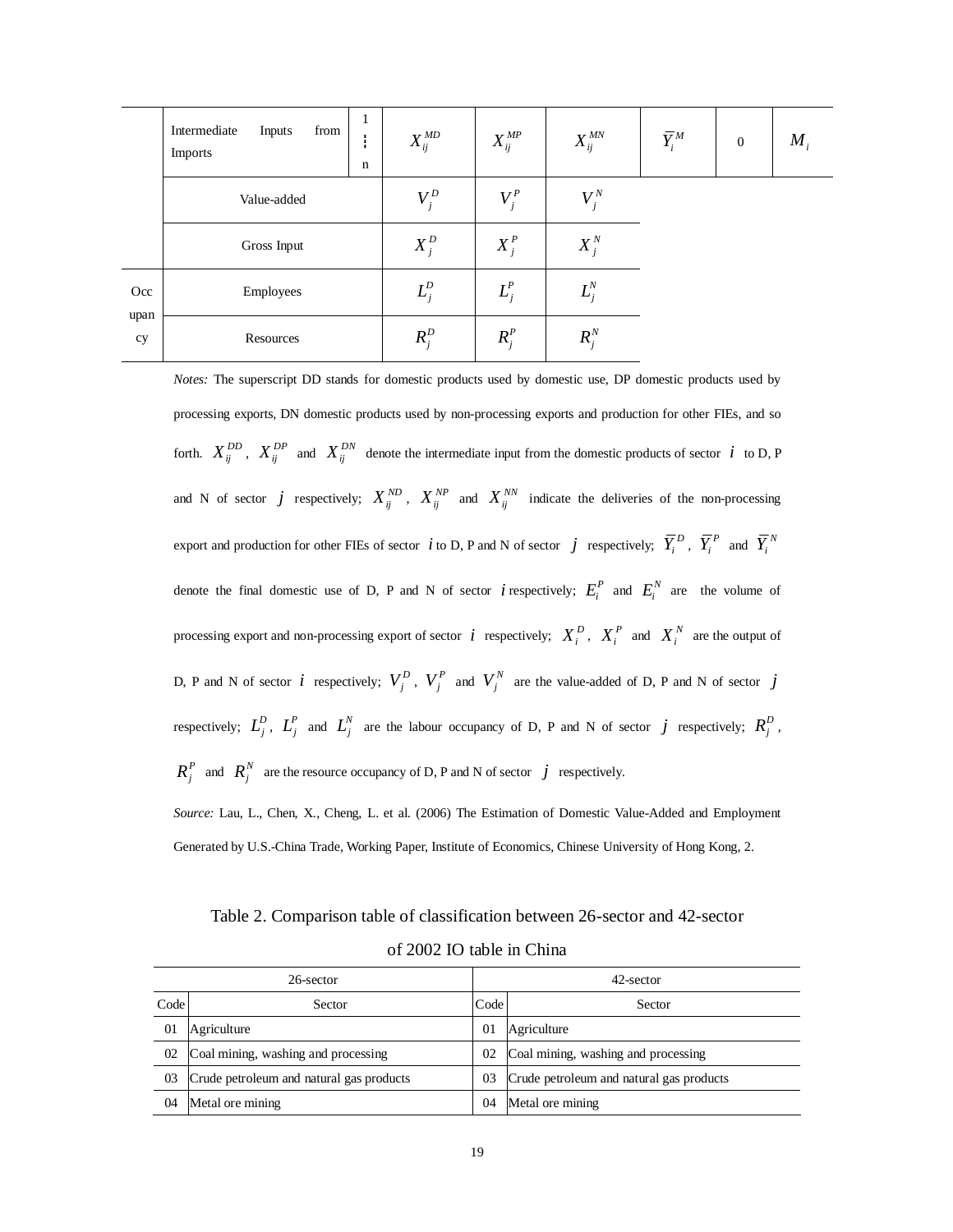|  |  |  |  |  |  |  |  |  |
|---|---|---|---|---|---|---|---|---|
|  | Intermediate Inputs from Imports | 1 ⋮ n | $X_{ij}^{MD}$ | $X_{ij}^{MP}$ | $X_{ij}^{MN}$ | $\overline{Y}_i^M$ | 0 | $M_i$ |
|  | Value-added |  | $V_j^D$ | $V_j^P$ | $V_j^N$ |  |  |  |
|  | Gross Input |  | $X_j^D$ | $X_j^P$ | $X_j^N$ |  |  |  |
| Occupancy | Employees |  | $L_j^D$ | $L_j^P$ | $L_j^N$ |  |  |  |
|  | Resources |  | $R_j^D$ | $R_j^P$ | $R_j^N$ |  |  |  |

*Notes:* The superscript DD stands for domestic products used by domestic use, DP domestic products used by processing exports, DN domestic products used by non-processing exports and production for other FIEs, and so forth. $X_{ij}^{DD}$, $X_{ij}^{DP}$ and $X_{ij}^{DN}$ denote the intermediate input from the domestic products of sector $i$ to D, P and N of sector $j$ respectively; $X_{ij}^{ND}$, $X_{ij}^{NP}$ and $X_{ij}^{NN}$ indicate the deliveries of the non-processing export and production for other FIEs of sector $i$ to D, P and N of sector $j$ respectively; $\overline{Y}_i^D$, $\overline{Y}_i^P$ and $\overline{Y}_i^N$ denote the final domestic use of D, P and N of sector $i$ respectively; $E_i^P$ and $E_i^N$ are the volume of processing export and non-processing export of sector $i$ respectively; $X_i^D$, $X_i^P$ and $X_i^N$ are the output of D, P and N of sector $i$ respectively; $V_j^D$, $V_j^P$ and $V_j^N$ are the value-added of D, P and N of sector $j$ respectively; $L_j^D$, $L_j^P$ and $L_j^N$ are the labour occupancy of D, P and N of sector $j$ respectively; $R_j^D$, $R_j^P$ and $R_j^N$ are the resource occupancy of D, P and N of sector $j$ respectively.

*Source:* Lau, L., Chen, X., Cheng, L. et al. (2006) The Estimation of Domestic Value-Added and Employment Generated by U.S.-China Trade, Working Paper, Institute of Economics, Chinese University of Hong Kong, 2.

Table 2. Comparison table of classification between 26-sector and 42-sector of 2002 IO table in China

| 26-sector |  | 42-sector |  |
|---|---|---|---|
| Code | Sector | Code | Sector |
| 01 | Agriculture | 01 | Agriculture |
| 02 | Coal mining, washing and processing | 02 | Coal mining, washing and processing |
| 03 | Crude petroleum and natural gas products | 03 | Crude petroleum and natural gas products |
| 04 | Metal ore mining | 04 | Metal ore mining |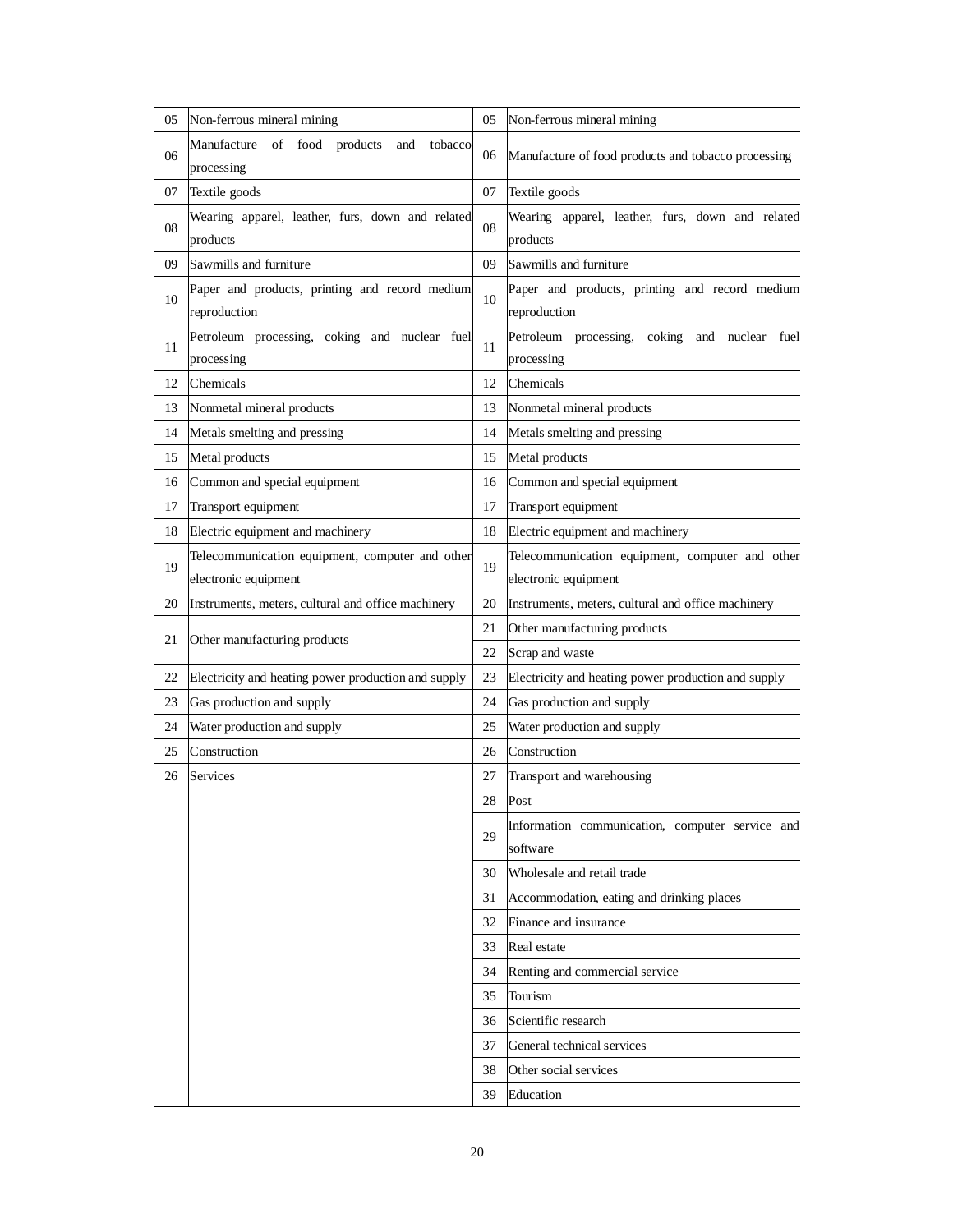| 05 | Non-ferrous mineral mining | 05 | Non-ferrous mineral mining |
|---|---|---|---|
| 06 | Manufacture of food products and tobacco processing | 06 | Manufacture of food products and tobacco processing |
| 07 | Textile goods | 07 | Textile goods |
| 08 | Wearing apparel, leather, furs, down and related products | 08 | Wearing apparel, leather, furs, down and related products |
| 09 | Sawmills and furniture | 09 | Sawmills and furniture |
| 10 | Paper and products, printing and record medium reproduction | 10 | Paper and products, printing and record medium reproduction |
| 11 | Petroleum processing, coking and nuclear fuel processing | 11 | Petroleum processing, coking and nuclear fuel processing |
| 12 | Chemicals | 12 | Chemicals |
| 13 | Nonmetal mineral products | 13 | Nonmetal mineral products |
| 14 | Metals smelting and pressing | 14 | Metals smelting and pressing |
| 15 | Metal products | 15 | Metal products |
| 16 | Common and special equipment | 16 | Common and special equipment |
| 17 | Transport equipment | 17 | Transport equipment |
| 18 | Electric equipment and machinery | 18 | Electric equipment and machinery |
| 19 | Telecommunication equipment, computer and other electronic equipment | 19 | Telecommunication equipment, computer and other electronic equipment |
| 20 | Instruments, meters, cultural and office machinery | 20 | Instruments, meters, cultural and office machinery |
| 21 | Other manufacturing products | 21 | Other manufacturing products |
| | | 22 | Scrap and waste |
| 22 | Electricity and heating power production and supply | 23 | Electricity and heating power production and supply |
| 23 | Gas production and supply | 24 | Gas production and supply |
| 24 | Water production and supply | 25 | Water production and supply |
| 25 | Construction | 26 | Construction |
| 26 | Services | 27 | Transport and warehousing |
| | | 28 | Post |
| | | 29 | Information communication, computer service and software |
| | | 30 | Wholesale and retail trade |
| | | 31 | Accommodation, eating and drinking places |
| | | 32 | Finance and insurance |
| | | 33 | Real estate |
| | | 34 | Renting and commercial service |
| | | 35 | Tourism |
| | | 36 | Scientific research |
| | | 37 | General technical services |
| | | 38 | Other social services |
| | | 39 | Education |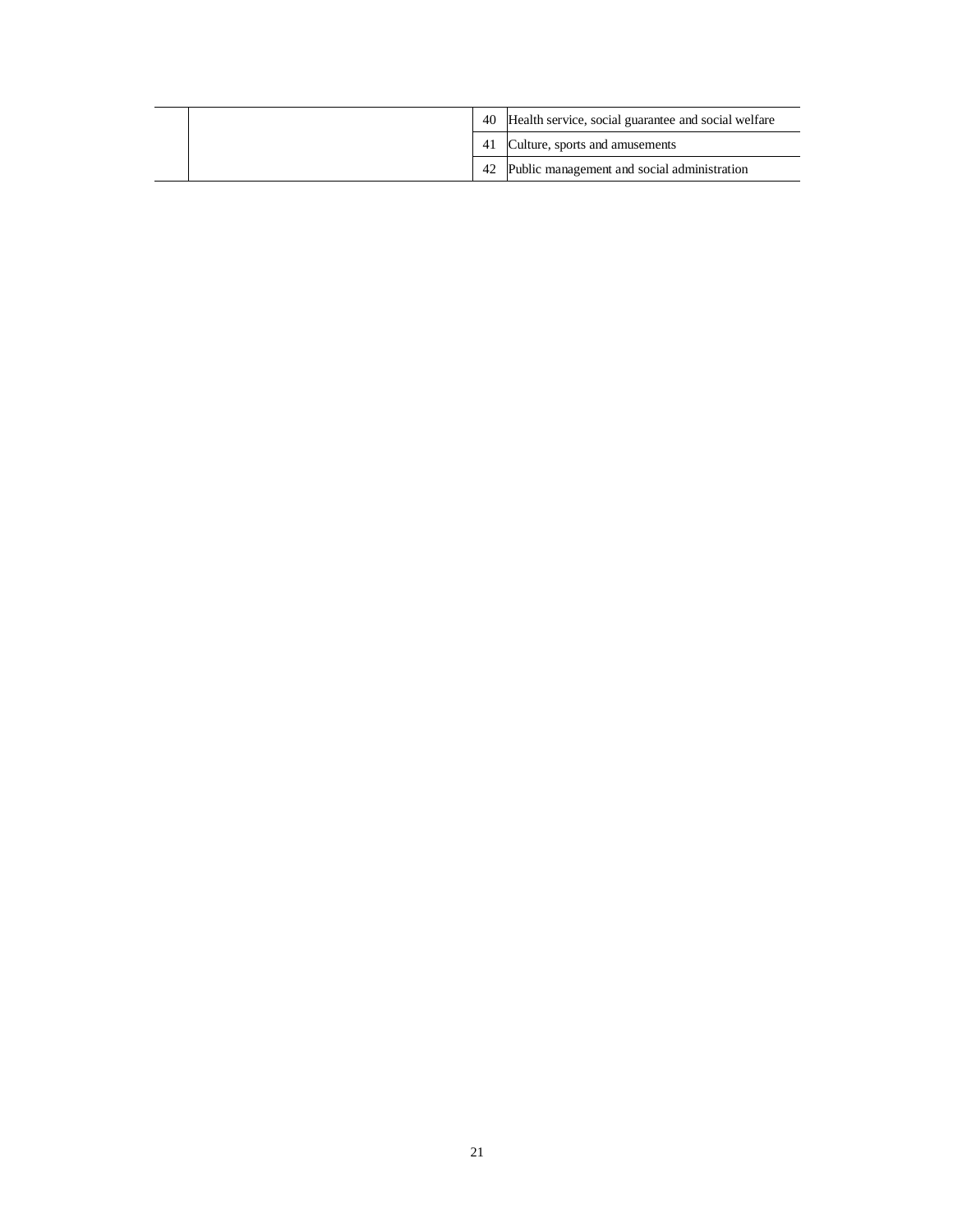| | | | |
|---|---|---|---|
| | | 40 | Health service, social guarantee and social welfare |
| | | 41 | Culture, sports and amusements |
| | | 42 | Public management and social administration |